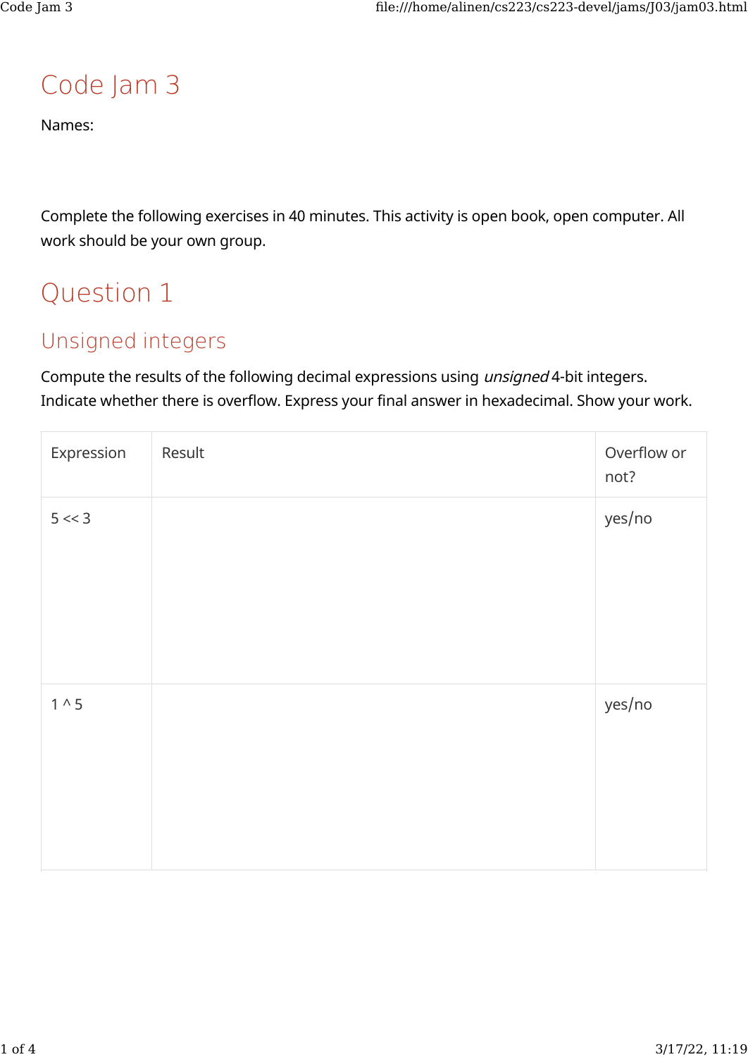# Code Jam 3

Names:

Complete the following exercises in 40 minutes. This activity is open book, open computer. All work should be your own group.

# Question 1

## Unsigned integers

Compute the results of the following decimal expressions using *unsigned* 4-bit integers. Indicate whether there is overflow. Express your final answer in hexadecimal. Show your work.

| Expression | Result | Overflow or not? |
|---|---|---|
| 5 << 3 | | yes/no |
| 1 ^ 5 | | yes/no |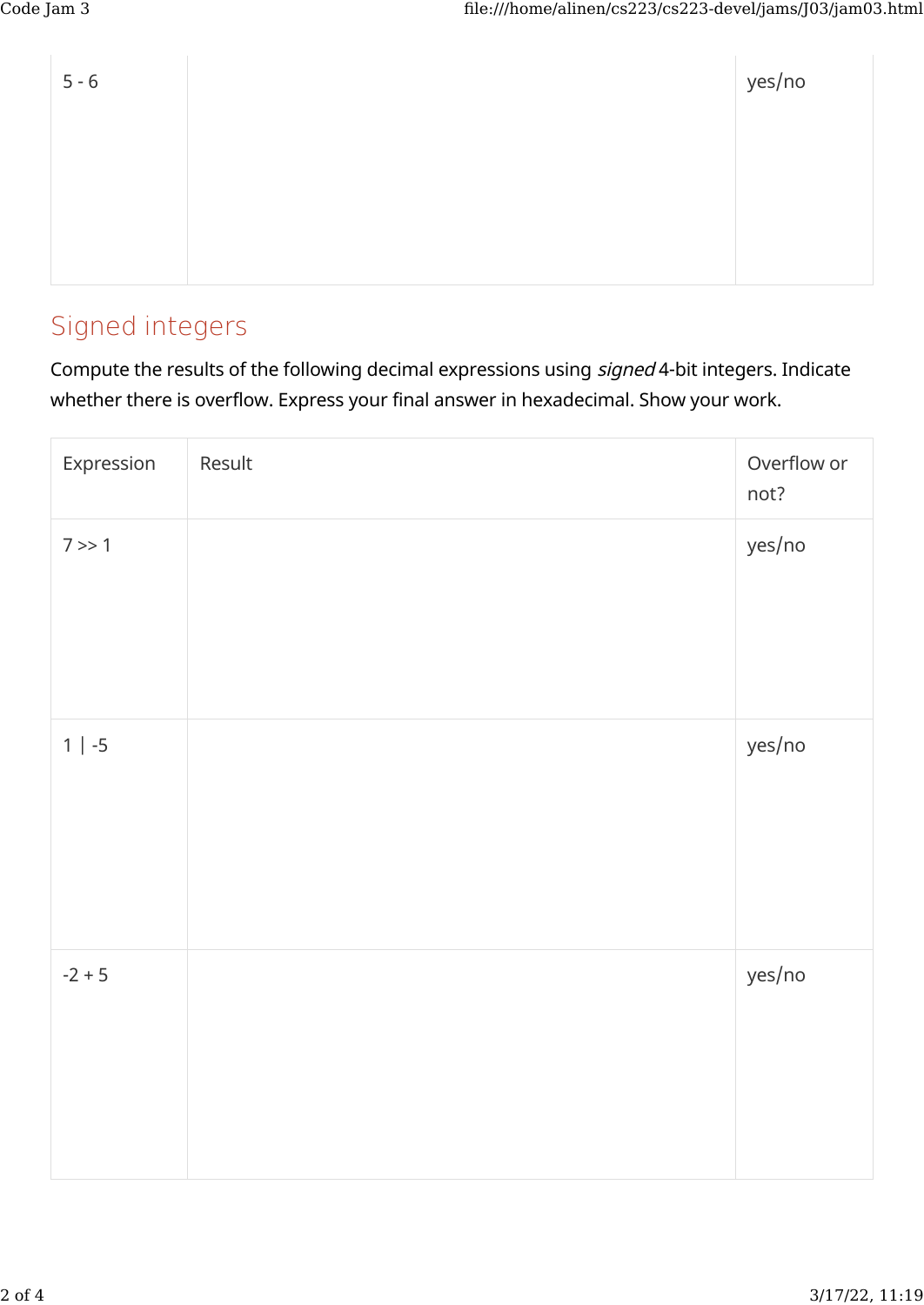| | | |
|---|---|---|
| 5 - 6 | | yes/no |

## Signed integers

Compute the results of the following decimal expressions using *signed* 4-bit integers. Indicate whether there is overflow. Express your final answer in hexadecimal. Show your work.

| Expression | Result | Overflow or not? |
|---|---|---|
| 7 >> 1 | | yes/no |
| 1 \| -5 | | yes/no |
| -2 + 5 | | yes/no |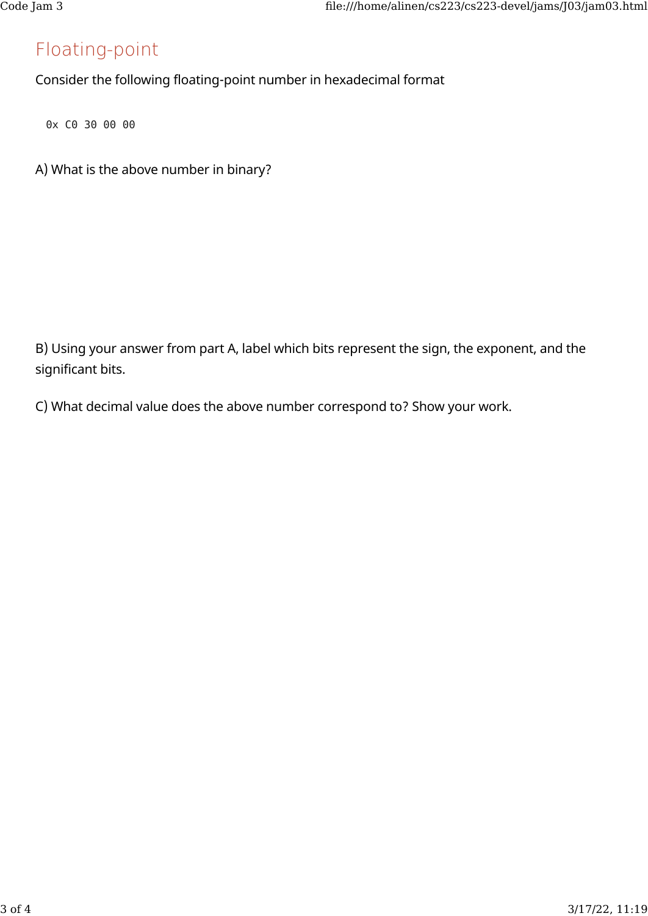## Floating-point

Consider the following floating-point number in hexadecimal format

```
0x C0 30 00 00
```

A) What is the above number in binary?

B) Using your answer from part A, label which bits represent the sign, the exponent, and the significant bits.

C) What decimal value does the above number correspond to? Show your work.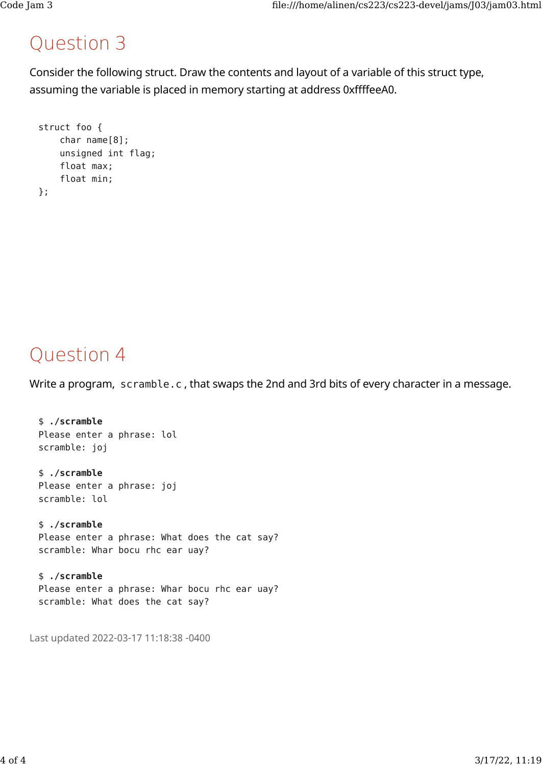## Question 3

Consider the following struct. Draw the contents and layout of a variable of this struct type, assuming the variable is placed in memory starting at address 0xffffeeA0.

```
struct foo {
    char name[8];
    unsigned int flag;
    float max;
    float min;
};
```

## Question 4

Write a program, `scramble.c`, that swaps the 2nd and 3rd bits of every character in a message.

```
$ ./scramble
Please enter a phrase: lol
scramble: joj

$ ./scramble
Please enter a phrase: joj
scramble: lol

$ ./scramble
Please enter a phrase: What does the cat say?
scramble: Whar bocu rhc ear uay?

$ ./scramble
Please enter a phrase: Whar bocu rhc ear uay?
scramble: What does the cat say?
```

Last updated 2022-03-17 11:18:38 -0400